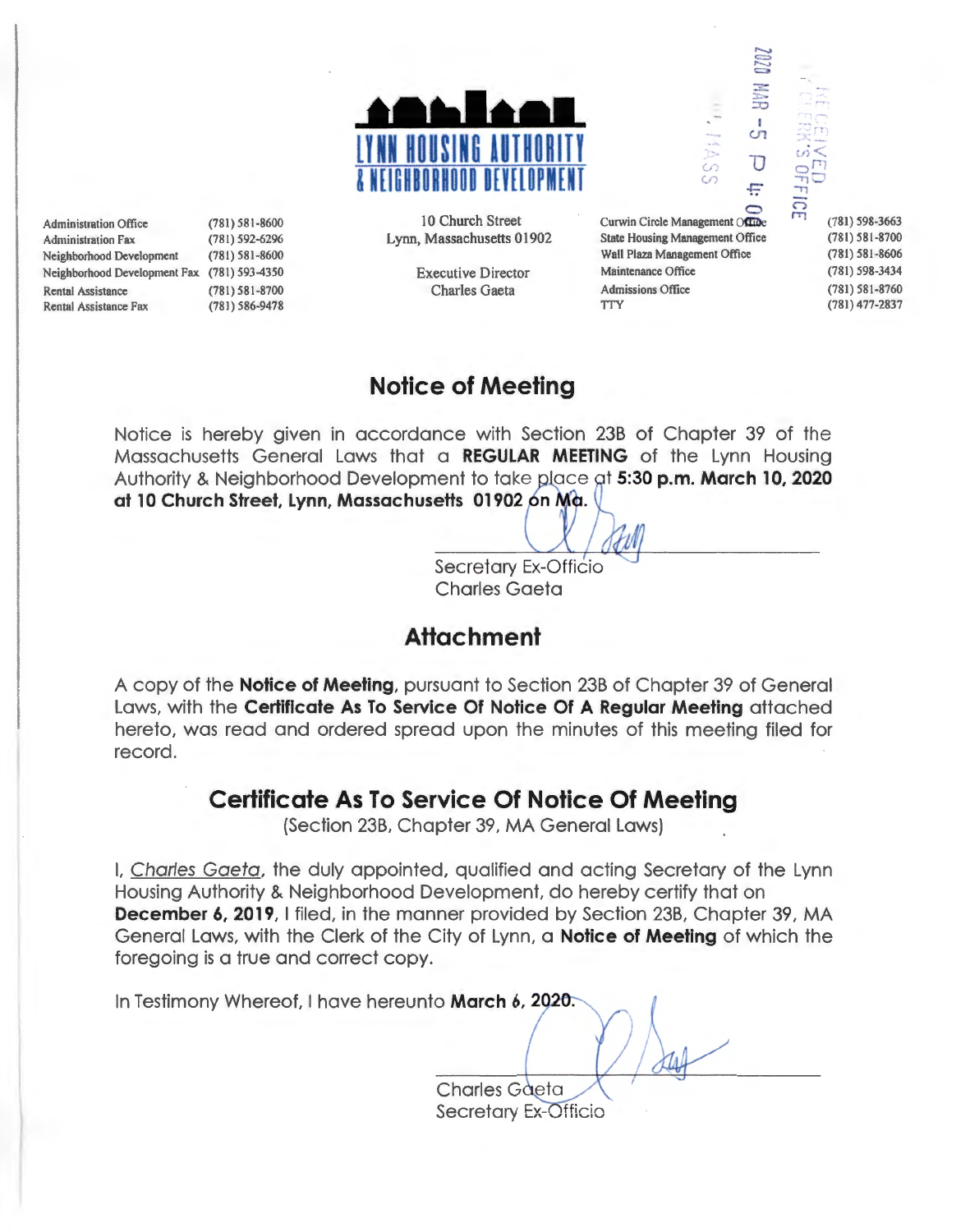# LYNN HOUSING AUTHORITY & NEIGHBORHOOD DEVELOPMENT

| | |
|---|---|
| Administration Office | (781) 581-8600 |
| Administration Fax | (781) 592-6296 |
| Neighborhood Development | (781) 581-8600 |
| Neighborhood Development Fax | (781) 593-4350 |
| Rental Assistance | (781) 581-8700 |
| Rental Assistance Fax | (781) 586-9478 |

10 Church Street
Lynn, Massachusetts 01902

Executive Director
Charles Gaeta

| | |
|---|---|
| Curwin Circle Management Office | (781) 598-3663 |
| State Housing Management Office | (781) 581-8700 |
| Wall Plaza Management Office | (781) 581-8606 |
| Maintenance Office | (781) 598-3434 |
| Admissions Office | (781) 581-8760 |
| TTY | (781) 477-2837 |

RECEIVED CITY CLERK'S OFFICE LYNN, MASS 2020 MAR -5 P 4:00

## Notice of Meeting

Notice is hereby given in accordance with Section 23B of Chapter 39 of the Massachusetts General Laws that a **REGULAR MEETING** of the Lynn Housing Authority & Neighborhood Development to take place at **5:30 p.m. March 10, 2020 at 10 Church Street, Lynn, Massachusetts 01902 on Ma.**

Secretary Ex-Officio
Charles Gaeta

## Attachment

A copy of the **Notice of Meeting**, pursuant to Section 23B of Chapter 39 of General Laws, with the **Certificate As To Service Of Notice Of A Regular Meeting** attached hereto, was read and ordered spread upon the minutes of this meeting filed for record.

## Certificate As To Service Of Notice Of Meeting

(Section 23B, Chapter 39, MA General Laws)

I, *Charles Gaeta*, the duly appointed, qualified and acting Secretary of the Lynn Housing Authority & Neighborhood Development, do hereby certify that on **December 6, 2019**, I filed, in the manner provided by Section 23B, Chapter 39, MA General Laws, with the Clerk of the City of Lynn, a **Notice of Meeting** of which the foregoing is a true and correct copy.

In Testimony Whereof, I have hereunto **March 6, 2020.**

Charles Gaeta
Secretary Ex-Officio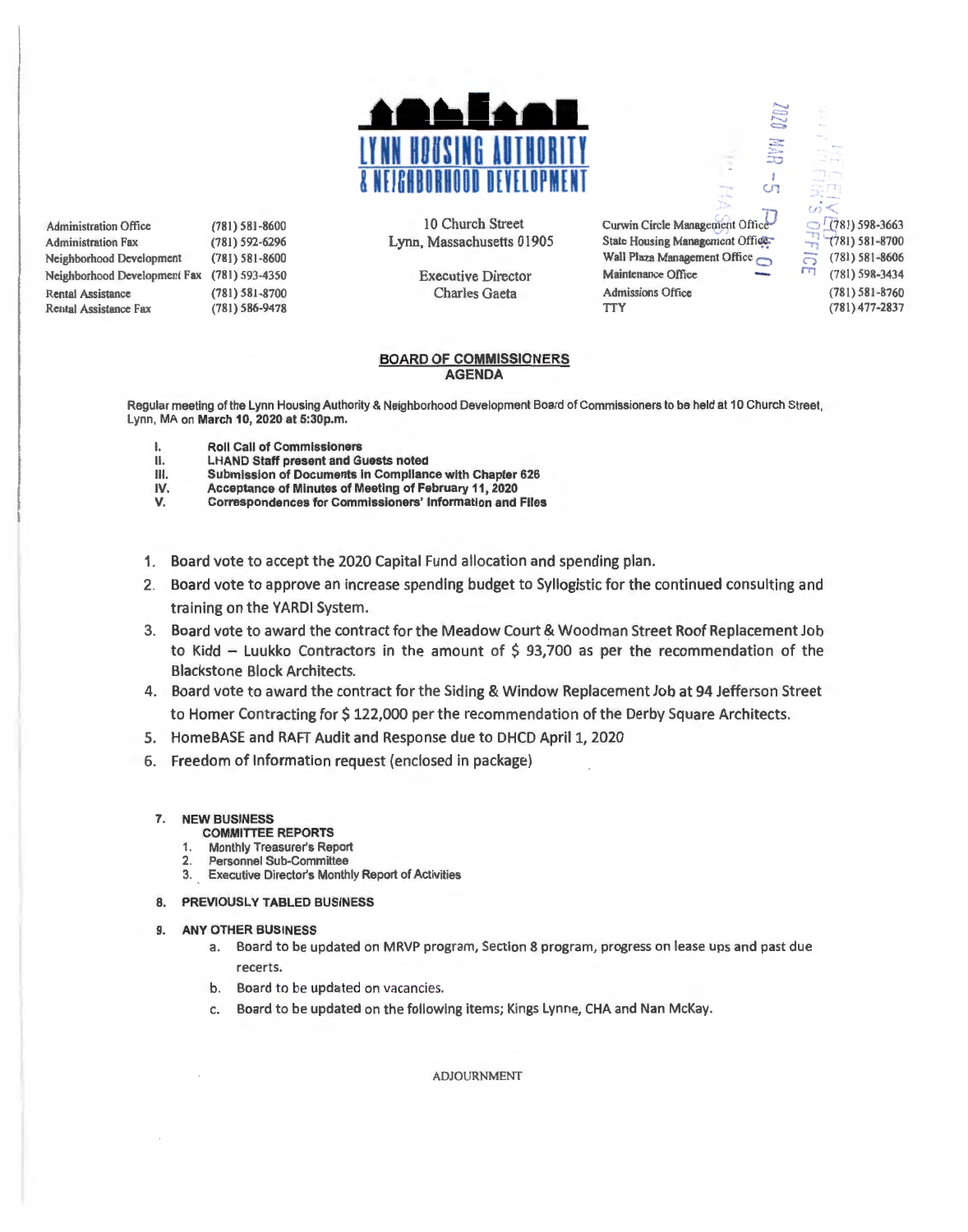# LYNN HOUSING AUTHORITY & NEIGHBORHOOD DEVELOPMENT

| | |
|---|---|
| Administration Office | (781) 581-8600 |
| Administration Fax | (781) 592-6296 |
| Neighborhood Development | (781) 581-8600 |
| Neighborhood Development Fax | (781) 593-4350 |
| Rental Assistance | (781) 581-8700 |
| Rental Assistance Fax | (781) 586-9478 |

10 Church Street
Lynn, Massachusetts 01905

Executive Director
Charles Gaeta

| | |
|---|---|
| Curwin Circle Management Office | (781) 598-3663 |
| State Housing Management Office | (781) 581-8700 |
| Wall Plaza Management Office | (781) 581-8606 |
| Maintenance Office | (781) 598-3434 |
| Admissions Office | (781) 581-8760 |
| TTY | (781) 477-2837 |

2020 MAR -5 P 01
RECEIVED CITY CLERK'S OFFICE

## BOARD OF COMMISSIONERS AGENDA

Regular meeting of the Lynn Housing Authority & Neighborhood Development Board of Commissioners to be held at 10 Church Street, Lynn, MA on **March 10, 2020 at 5:30p.m.**

- **I. Roll Call of Commissioners**
- **II. LHAND Staff present and Guests noted**
- **III. Submission of Documents in Compliance with Chapter 626**
- **IV. Acceptance of Minutes of Meeting of February 11, 2020**
- **V. Correspondences for Commissioners' Information and Files**

1. Board vote to accept the 2020 Capital Fund allocation and spending plan.
2. Board vote to approve an increase spending budget to Syllogistic for the continued consulting and training on the YARDI System.
3. Board vote to award the contract for the Meadow Court & Woodman Street Roof Replacement Job to Kidd – Luukko Contractors in the amount of $ 93,700 as per the recommendation of the Blackstone Block Architects.
4. Board vote to award the contract for the Siding & Window Replacement Job at 94 Jefferson Street to Homer Contracting for $ 122,000 per the recommendation of the Derby Square Architects.
5. HomeBASE and RAFT Audit and Response due to DHCD April 1, 2020
6. Freedom of Information request (enclosed in package)

**7. NEW BUSINESS**

**COMMITTEE REPORTS**

1. Monthly Treasurer's Report
2. Personnel Sub-Committee
3. Executive Director's Monthly Report of Activities

**8. PREVIOUSLY TABLED BUSINESS**

**9. ANY OTHER BUSINESS**

a. Board to be updated on MRVP program, Section 8 program, progress on lease ups and past due recerts.
b. Board to be updated on vacancies.
c. Board to be updated on the following items; Kings Lynne, CHA and Nan McKay.

ADJOURNMENT